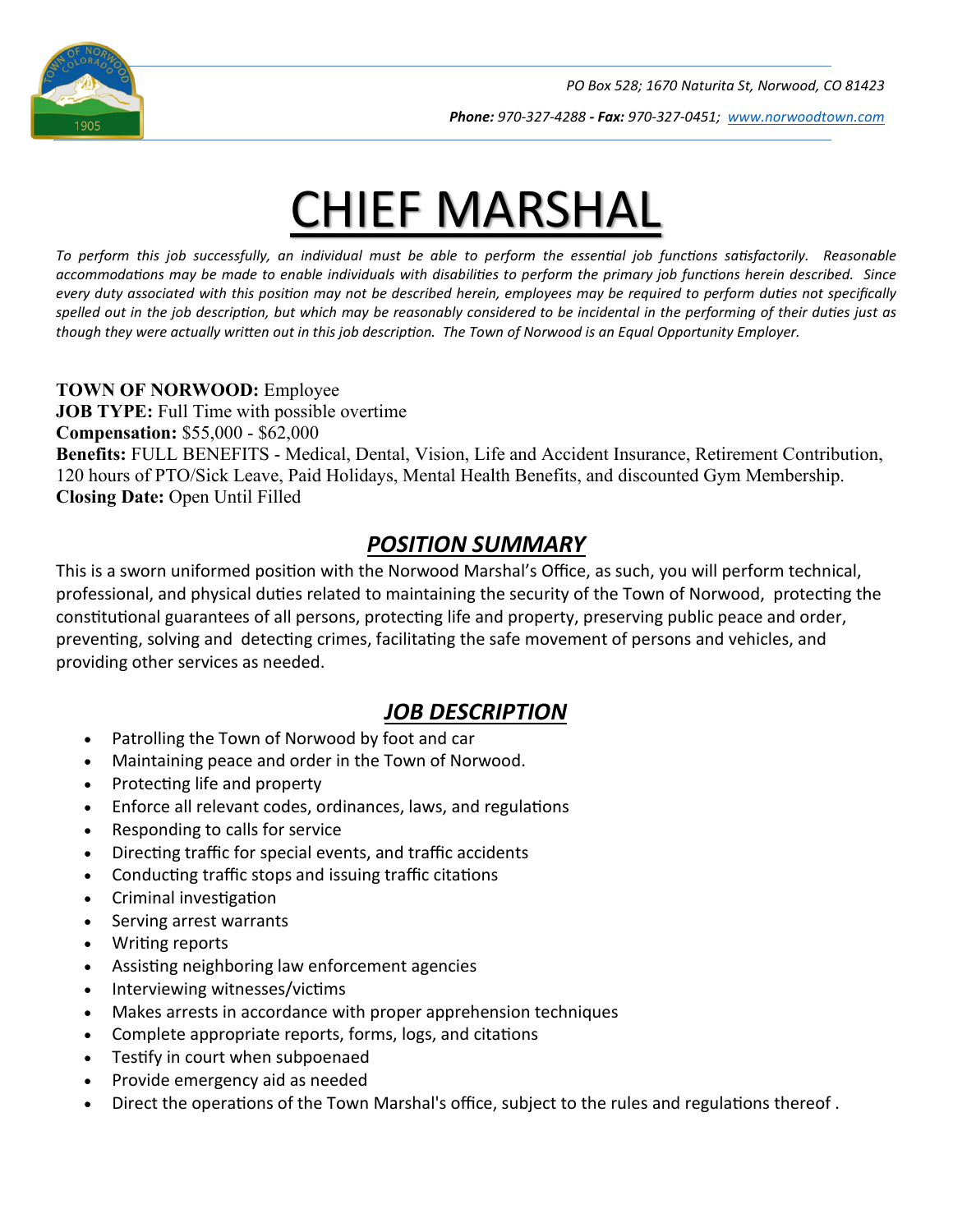PO Box 528; 1670 Naturita St, Norwood, CO 81423

**Phone:** 970-327-4288 - **Fax:** 970-327-0451; www.norwoodtown.com

# CHIEF MARSHAL

*To perform this job successfully, an individual must be able to perform the essential job functions satisfactorily. Reasonable accommodations may be made to enable individuals with disabilities to perform the primary job functions herein described. Since every duty associated with this position may not be described herein, employees may be required to perform duties not specifically spelled out in the job description, but which may be reasonably considered to be incidental in the performing of their duties just as though they were actually written out in this job description. The Town of Norwood is an Equal Opportunity Employer.*

**TOWN OF NORWOOD:** Employee
**JOB TYPE:** Full Time with possible overtime
**Compensation:** $55,000 - $62,000
**Benefits:** FULL BENEFITS - Medical, Dental, Vision, Life and Accident Insurance, Retirement Contribution, 120 hours of PTO/Sick Leave, Paid Holidays, Mental Health Benefits, and discounted Gym Membership.
**Closing Date:** Open Until Filled

## *POSITION SUMMARY*

This is a sworn uniformed position with the Norwood Marshal's Office, as such, you will perform technical, professional, and physical duties related to maintaining the security of the Town of Norwood, protecting the constitutional guarantees of all persons, protecting life and property, preserving public peace and order, preventing, solving and detecting crimes, facilitating the safe movement of persons and vehicles, and providing other services as needed.

## *JOB DESCRIPTION*

- Patrolling the Town of Norwood by foot and car
- Maintaining peace and order in the Town of Norwood.
- Protecting life and property
- Enforce all relevant codes, ordinances, laws, and regulations
- Responding to calls for service
- Directing traffic for special events, and traffic accidents
- Conducting traffic stops and issuing traffic citations
- Criminal investigation
- Serving arrest warrants
- Writing reports
- Assisting neighboring law enforcement agencies
- Interviewing witnesses/victims
- Makes arrests in accordance with proper apprehension techniques
- Complete appropriate reports, forms, logs, and citations
- Testify in court when subpoenaed
- Provide emergency aid as needed
- Direct the operations of the Town Marshal's office, subject to the rules and regulations thereof .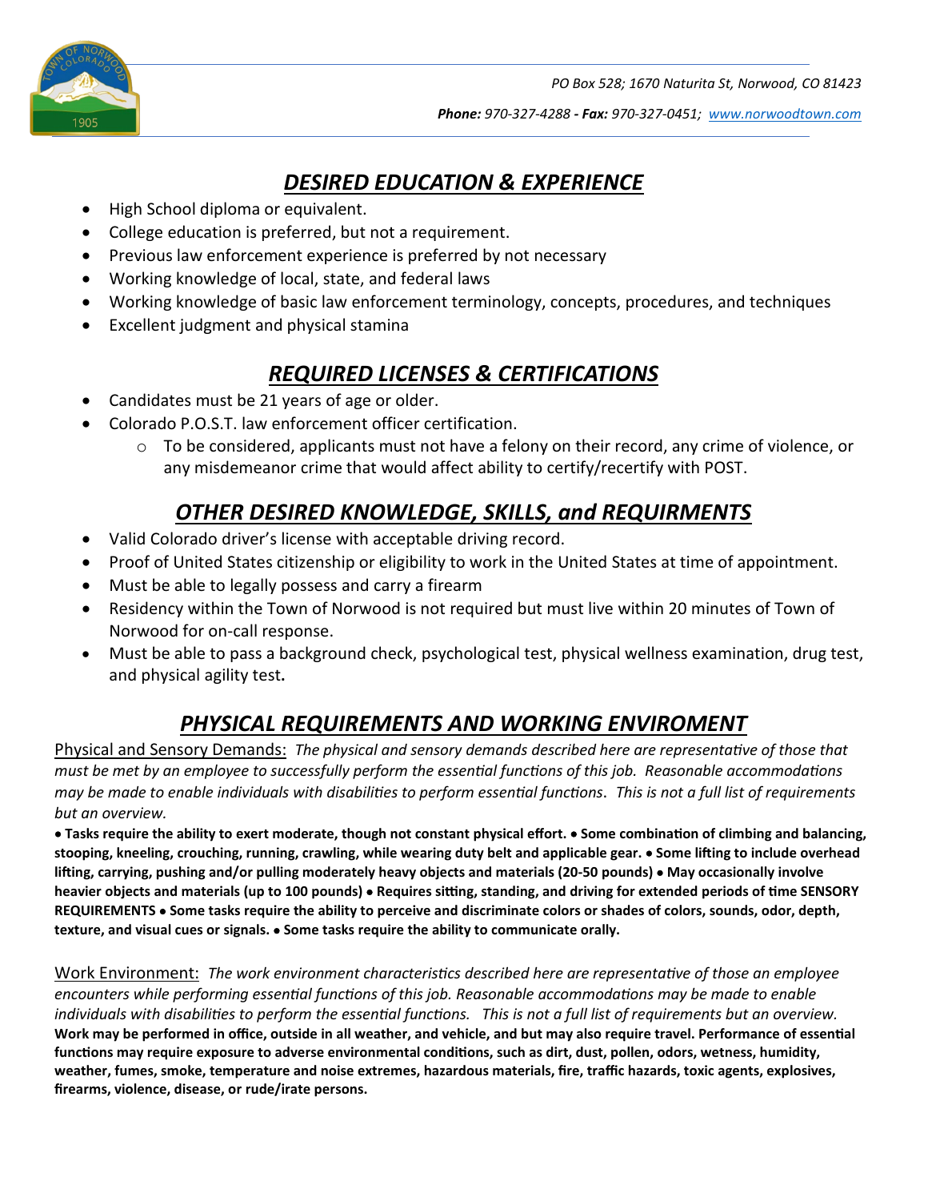## *DESIRED EDUCATION & EXPERIENCE*

- High School diploma or equivalent.
- College education is preferred, but not a requirement.
- Previous law enforcement experience is preferred by not necessary
- Working knowledge of local, state, and federal laws
- Working knowledge of basic law enforcement terminology, concepts, procedures, and techniques
- Excellent judgment and physical stamina

## *REQUIRED LICENSES & CERTIFICATIONS*

- Candidates must be 21 years of age or older.
- Colorado P.O.S.T. law enforcement officer certification.
    - To be considered, applicants must not have a felony on their record, any crime of violence, or any misdemeanor crime that would affect ability to certify/recertify with POST.

## *OTHER DESIRED KNOWLEDGE, SKILLS, and REQUIRMENTS*

- Valid Colorado driver's license with acceptable driving record.
- Proof of United States citizenship or eligibility to work in the United States at time of appointment.
- Must be able to legally possess and carry a firearm
- Residency within the Town of Norwood is not required but must live within 20 minutes of Town of Norwood for on-call response.
- Must be able to pass a background check, psychological test, physical wellness examination, drug test, and physical agility test**.**

## *PHYSICAL REQUIREMENTS AND WORKING ENVIROMENT*

Physical and Sensory Demands: *The physical and sensory demands described here are representative of those that must be met by an employee to successfully perform the essential functions of this job. Reasonable accommodations may be made to enable individuals with disabilities to perform essential functions. This is not a full list of requirements but an overview.*

**• Tasks require the ability to exert moderate, though not constant physical effort. • Some combination of climbing and balancing, stooping, kneeling, crouching, running, crawling, while wearing duty belt and applicable gear. • Some lifting to include overhead lifting, carrying, pushing and/or pulling moderately heavy objects and materials (20-50 pounds) • May occasionally involve heavier objects and materials (up to 100 pounds) • Requires sitting, standing, and driving for extended periods of time SENSORY REQUIREMENTS • Some tasks require the ability to perceive and discriminate colors or shades of colors, sounds, odor, depth, texture, and visual cues or signals. • Some tasks require the ability to communicate orally.**

Work Environment: *The work environment characteristics described here are representative of those an employee encounters while performing essential functions of this job. Reasonable accommodations may be made to enable individuals with disabilities to perform the essential functions. This is not a full list of requirements but an overview.* **Work may be performed in office, outside in all weather, and vehicle, and but may also require travel. Performance of essential functions may require exposure to adverse environmental conditions, such as dirt, dust, pollen, odors, wetness, humidity, weather, fumes, smoke, temperature and noise extremes, hazardous materials, fire, traffic hazards, toxic agents, explosives, firearms, violence, disease, or rude/irate persons.**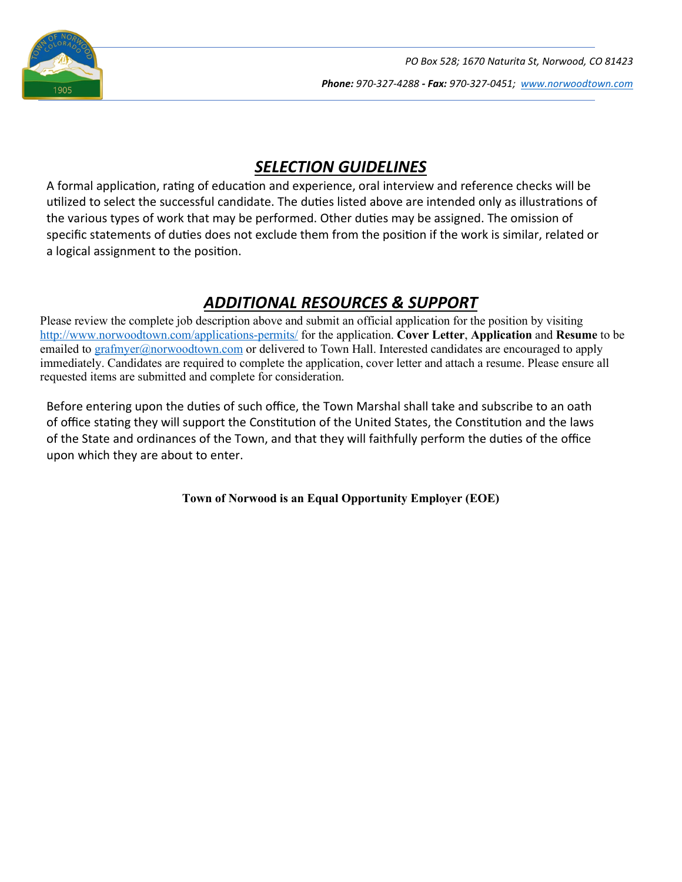## ***SELECTION GUIDELINES***

A formal application, rating of education and experience, oral interview and reference checks will be utilized to select the successful candidate. The duties listed above are intended only as illustrations of the various types of work that may be performed. Other duties may be assigned. The omission of specific statements of duties does not exclude them from the position if the work is similar, related or a logical assignment to the position.

## ***ADDITIONAL RESOURCES & SUPPORT***

Please review the complete job description above and submit an official application for the position by visiting http://www.norwoodtown.com/applications-permits/ for the application. **Cover Letter**, **Application** and **Resume** to be emailed to grafmyer@norwoodtown.com or delivered to Town Hall. Interested candidates are encouraged to apply immediately. Candidates are required to complete the application, cover letter and attach a resume. Please ensure all requested items are submitted and complete for consideration.

Before entering upon the duties of such office, the Town Marshal shall take and subscribe to an oath of office stating they will support the Constitution of the United States, the Constitution and the laws of the State and ordinances of the Town, and that they will faithfully perform the duties of the office upon which they are about to enter.

**Town of Norwood is an Equal Opportunity Employer (EOE)**